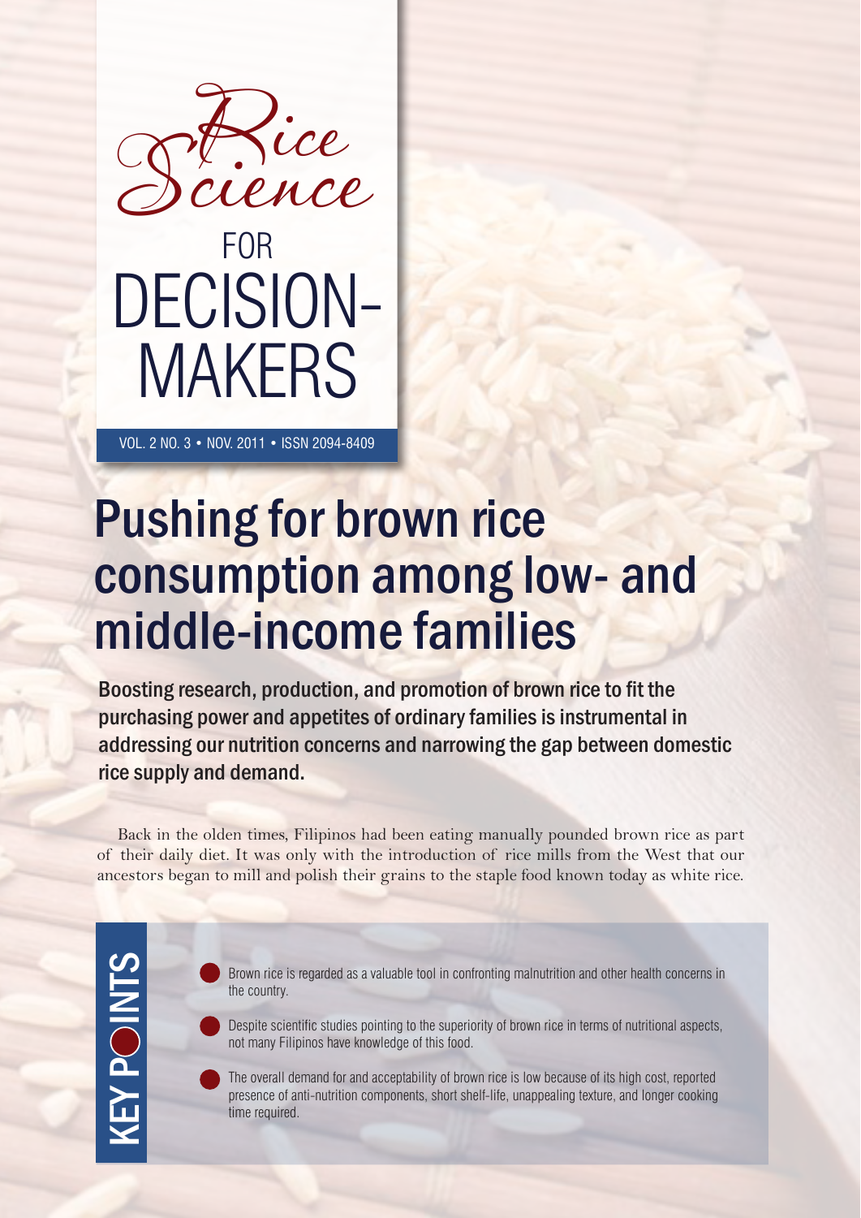# Rice Science FOR DECISION-MAKERS

VOL. 2 NO. 3 • NOV. 2011 • ISSN 2094-8409

## Pushing for brown rice consumption among low- and middle-income families

**Boosting research, production, and promotion of brown rice to fit the purchasing power and appetites of ordinary families is instrumental in addressing our nutrition concerns and narrowing the gap between domestic rice supply and demand.**

Back in the olden times, Filipinos had been eating manually pounded brown rice as part of their daily diet. It was only with the introduction of rice mills from the West that our ancestors began to mill and polish their grains to the staple food known today as white rice.

### KEY POINTS

- Brown rice is regarded as a valuable tool in confronting malnutrition and other health concerns in the country.
- Despite scientific studies pointing to the superiority of brown rice in terms of nutritional aspects, not many Filipinos have knowledge of this food.
- The overall demand for and acceptability of brown rice is low because of its high cost, reported presence of anti-nutrition components, short shelf-life, unappealing texture, and longer cooking time required.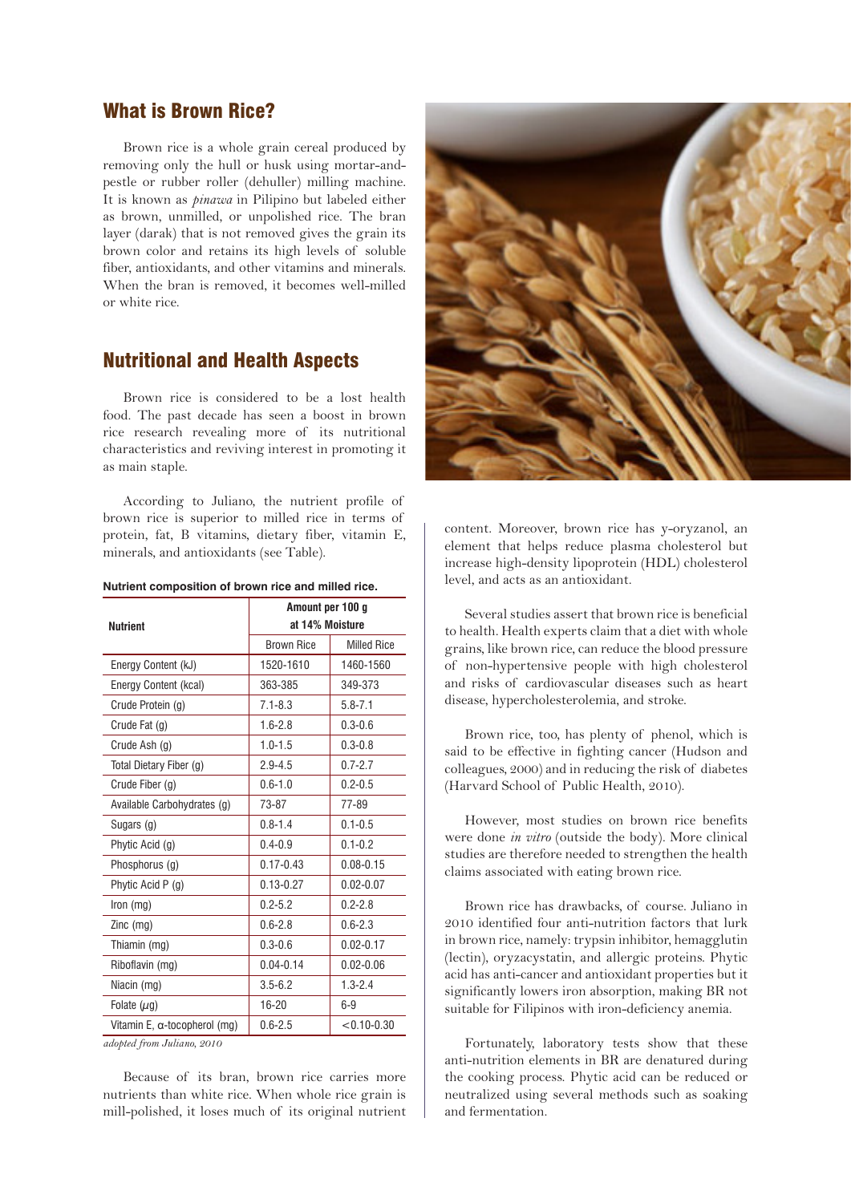## What is Brown Rice?

Brown rice is a whole grain cereal produced by removing only the hull or husk using mortar-and-pestle or rubber roller (dehuller) milling machine. It is known as *pinawa* in Pilipino but labeled either as brown, unmilled, or unpolished rice. The bran layer (darak) that is not removed gives the grain its brown color and retains its high levels of soluble fiber, antioxidants, and other vitamins and minerals. When the bran is removed, it becomes well-milled or white rice.

## Nutritional and Health Aspects

Brown rice is considered to be a lost health food. The past decade has seen a boost in brown rice research revealing more of its nutritional characteristics and reviving interest in promoting it as main staple.

According to Juliano, the nutrient profile of brown rice is superior to milled rice in terms of protein, fat, B vitamins, dietary fiber, vitamin E, minerals, and antioxidants (see Table).

**Nutrient composition of brown rice and milled rice.**

| Nutrient | Amount per 100 g at 14% Moisture | |
|---|---|---|
| | Brown Rice | Milled Rice |
| Energy Content (kJ) | 1520-1610 | 1460-1560 |
| Energy Content (kcal) | 363-385 | 349-373 |
| Crude Protein (g) | 7.1-8.3 | 5.8-7.1 |
| Crude Fat (g) | 1.6-2.8 | 0.3-0.6 |
| Crude Ash (g) | 1.0-1.5 | 0.3-0.8 |
| Total Dietary Fiber (g) | 2.9-4.5 | 0.7-2.7 |
| Crude Fiber (g) | 0.6-1.0 | 0.2-0.5 |
| Available Carbohydrates (g) | 73-87 | 77-89 |
| Sugars (g) | 0.8-1.4 | 0.1-0.5 |
| Phytic Acid (g) | 0.4-0.9 | 0.1-0.2 |
| Phosphorus (g) | 0.17-0.43 | 0.08-0.15 |
| Phytic Acid P (g) | 0.13-0.27 | 0.02-0.07 |
| Iron (mg) | 0.2-5.2 | 0.2-2.8 |
| Zinc (mg) | 0.6-2.8 | 0.6-2.3 |
| Thiamin (mg) | 0.3-0.6 | 0.02-0.17 |
| Riboflavin (mg) | 0.04-0.14 | 0.02-0.06 |
| Niacin (mg) | 3.5-6.2 | 1.3-2.4 |
| Folate ($\mu$g) | 16-20 | 6-9 |
| Vitamin E, $\alpha$-tocopherol (mg) | 0.6-2.5 | <0.10-0.30 |

*adopted from Juliano, 2010*

Because of its bran, brown rice carries more nutrients than white rice. When whole rice grain is mill-polished, it loses much of its original nutrient content. Moreover, brown rice has y-oryzanol, an element that helps reduce plasma cholesterol but increase high-density lipoprotein (HDL) cholesterol level, and acts as an antioxidant.

Several studies assert that brown rice is beneficial to health. Health experts claim that a diet with whole grains, like brown rice, can reduce the blood pressure of non-hypertensive people with high cholesterol and risks of cardiovascular diseases such as heart disease, hypercholesterolemia, and stroke.

Brown rice, too, has plenty of phenol, which is said to be effective in fighting cancer (Hudson and colleagues, 2000) and in reducing the risk of diabetes (Harvard School of Public Health, 2010).

However, most studies on brown rice benefits were done *in vitro* (outside the body). More clinical studies are therefore needed to strengthen the health claims associated with eating brown rice.

Brown rice has drawbacks, of course. Juliano in 2010 identified four anti-nutrition factors that lurk in brown rice, namely: trypsin inhibitor, hemagglutin (lectin), oryzacystatin, and allergic proteins. Phytic acid has anti-cancer and antioxidant properties but it significantly lowers iron absorption, making BR not suitable for Filipinos with iron-deficiency anemia.

Fortunately, laboratory tests show that these anti-nutrition elements in BR are denatured during the cooking process. Phytic acid can be reduced or neutralized using several methods such as soaking and fermentation.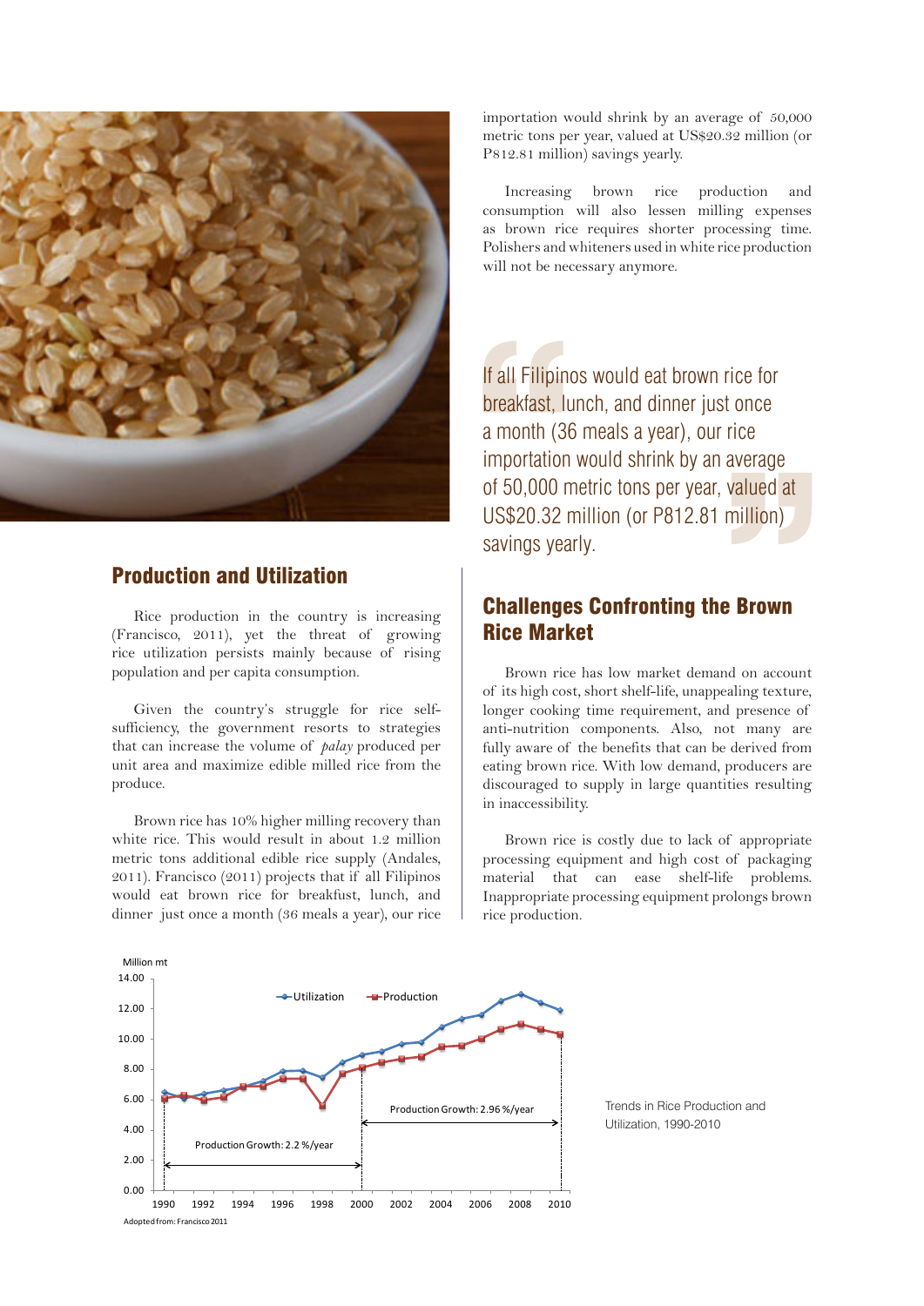## Production and Utilization

Rice production in the country is increasing (Francisco, 2011), yet the threat of growing rice utilization persists mainly because of rising population and per capita consumption.

Given the country's struggle for rice self-sufficiency, the government resorts to strategies that can increase the volume of *palay* produced per unit area and maximize edible milled rice from the produce.

Brown rice has 10% higher milling recovery than white rice. This would result in about 1.2 million metric tons additional edible rice supply (Andales, 2011). Francisco (2011) projects that if all Filipinos would eat brown rice for breakfast, lunch, and dinner just once a month (36 meals a year), our rice importation would shrink by an average of 50,000 metric tons per year, valued at US$20.32 million (or P812.81 million) savings yearly.

Increasing brown rice production and consumption will also lessen milling expenses as brown rice requires shorter processing time. Polishers and whiteners used in white rice production will not be necessary anymore.

> If all Filipinos would eat brown rice for breakfast, lunch, and dinner just once a month (36 meals a year), our rice importation would shrink by an average of 50,000 metric tons per year, valued at US$20.32 million (or P812.81 million) savings yearly.

## Challenges Confronting the Brown Rice Market

Brown rice has low market demand on account of its high cost, short shelf-life, unappealing texture, longer cooking time requirement, and presence of anti-nutrition components. Also, not many are fully aware of the benefits that can be derived from eating brown rice. With low demand, producers are discouraged to supply in large quantities resulting in inaccessibility.

Brown rice is costly due to lack of appropriate processing equipment and high cost of packaging material that can ease shelf-life problems. Inappropriate processing equipment prolongs brown rice production.

Million mt

Utilization — Production

Production Growth: 2.2 %/year (1990–2000)

Production Growth: 2.96 %/year (2000–2010)

Adopted from: Francisco 2011

Trends in Rice Production and Utilization, 1990-2010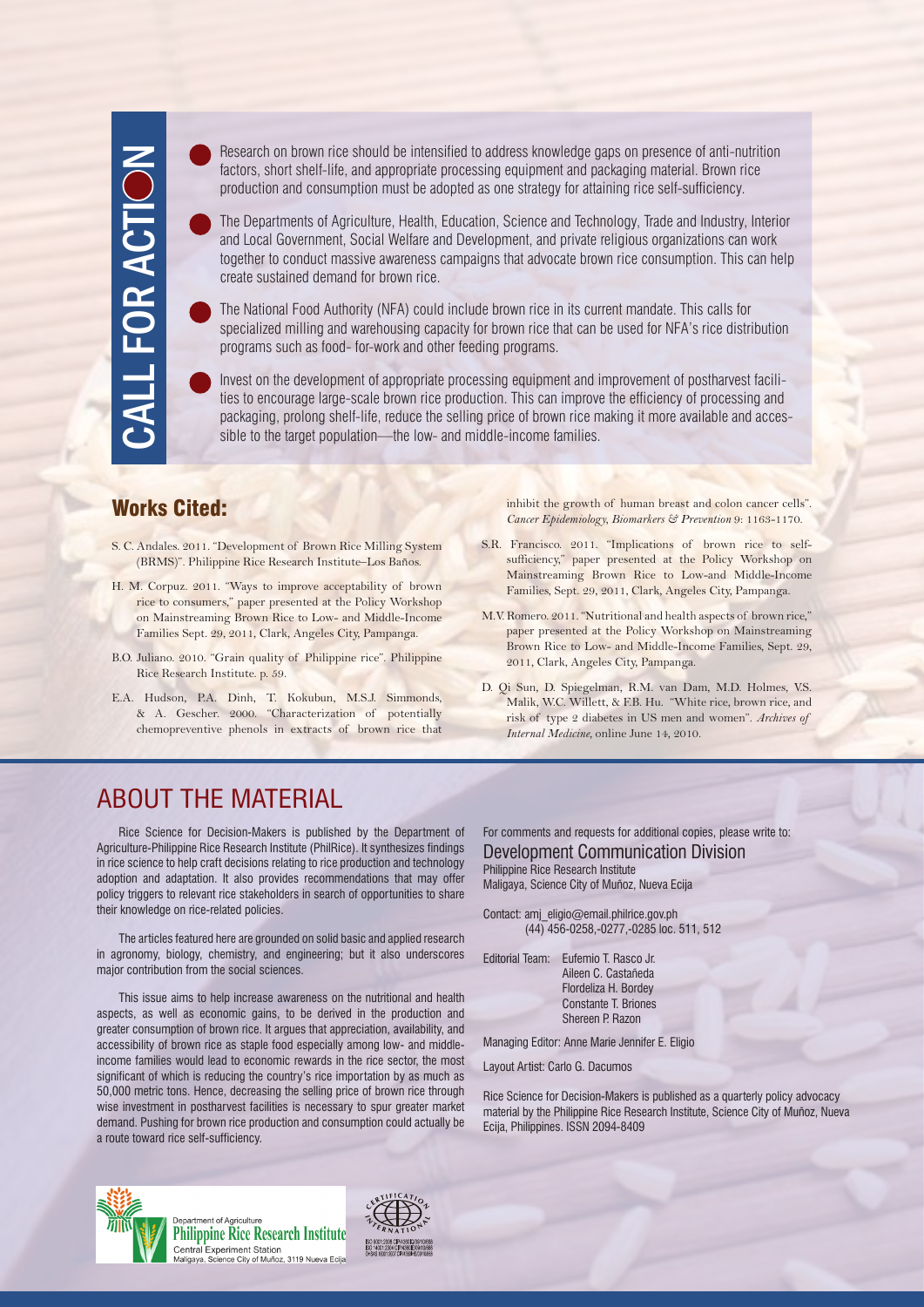## CALL FOR ACTION

- Research on brown rice should be intensified to address knowledge gaps on presence of anti-nutrition factors, short shelf-life, and appropriate processing equipment and packaging material. Brown rice production and consumption must be adopted as one strategy for attaining rice self-sufficiency.
- The Departments of Agriculture, Health, Education, Science and Technology, Trade and Industry, Interior and Local Government, Social Welfare and Development, and private religious organizations can work together to conduct massive awareness campaigns that advocate brown rice consumption. This can help create sustained demand for brown rice.
- The National Food Authority (NFA) could include brown rice in its current mandate. This calls for specialized milling and warehousing capacity for brown rice that can be used for NFA's rice distribution programs such as food- for-work and other feeding programs.
- Invest on the development of appropriate processing equipment and improvement of postharvest facilities to encourage large-scale brown rice production. This can improve the efficiency of processing and packaging, prolong shelf-life, reduce the selling price of brown rice making it more available and accessible to the target population—the low- and middle-income families.

## Works Cited:

S. C. Andales. 2011. "Development of Brown Rice Milling System (BRMS)". Philippine Rice Research Institute–Los Baños.

H. M. Corpuz. 2011. "Ways to improve acceptability of brown rice to consumers," paper presented at the Policy Workshop on Mainstreaming Brown Rice to Low- and Middle-Income Families Sept. 29, 2011, Clark, Angeles City, Pampanga.

B.O. Juliano. 2010. "Grain quality of Philippine rice". Philippine Rice Research Institute. p. 59.

E.A. Hudson, P.A. Dinh, T. Kokubun, M.S.J. Simmonds, & A. Gescher. 2000. "Characterization of potentially chemopreventive phenols in extracts of brown rice that inhibit the growth of human breast and colon cancer cells". *Cancer Epidemiology, Biomarkers & Prevention* 9: 1163-1170.

S.R. Francisco. 2011. "Implications of brown rice to self-sufficiency," paper presented at the Policy Workshop on Mainstreaming Brown Rice to Low-and Middle-Income Families, Sept. 29, 2011, Clark, Angeles City, Pampanga.

M.V. Romero. 2011. "Nutritional and health aspects of brown rice," paper presented at the Policy Workshop on Mainstreaming Brown Rice to Low- and Middle-Income Families, Sept. 29, 2011, Clark, Angeles City, Pampanga.

D. Qi Sun, D. Spiegelman, R.M. van Dam, M.D. Holmes, V.S. Malik, W.C. Willett, & F.B. Hu. "White rice, brown rice, and risk of type 2 diabetes in US men and women". *Archives of Internal Medicine*, online June 14, 2010.

## ABOUT THE MATERIAL

Rice Science for Decision-Makers is published by the Department of Agriculture-Philippine Rice Research Institute (PhilRice). It synthesizes findings in rice science to help craft decisions relating to rice production and technology adoption and adaptation. It also provides recommendations that may offer policy triggers to relevant rice stakeholders in search of opportunities to share their knowledge on rice-related policies.

The articles featured here are grounded on solid basic and applied research in agronomy, biology, chemistry, and engineering; but it also underscores major contribution from the social sciences.

This issue aims to help increase awareness on the nutritional and health aspects, as well as economic gains, to be derived in the production and greater consumption of brown rice. It argues that appreciation, availability, and accessibility of brown rice as staple food especially among low- and middle-income families would lead to economic rewards in the rice sector, the most significant of which is reducing the country's rice importation by as much as 50,000 metric tons. Hence, decreasing the selling price of brown rice through wise investment in postharvest facilities is necessary to spur greater market demand. Pushing for brown rice production and consumption could actually be a route toward rice self-sufficiency.

For comments and requests for additional copies, please write to:

**Development Communication Division**
Philippine Rice Research Institute
Maligaya, Science City of Muñoz, Nueva Ecija

Contact: amj_eligio@email.philrice.gov.ph
(44) 456-0258,-0277,-0285 loc. 511, 512

Editorial Team: Eufemio T. Rasco Jr.
Aileen C. Castañeda
Flordeliza H. Bordey
Constante T. Briones
Shereen P. Razon

Managing Editor: Anne Marie Jennifer E. Eligio

Layout Artist: Carlo G. Dacumos

Rice Science for Decision-Makers is published as a quarterly policy advocacy material by the Philippine Rice Research Institute, Science City of Muñoz, Nueva Ecija, Philippines. ISSN 2094-8409

Department of Agriculture
Philippine Rice Research Institute
Central Experiment Station
Maligaya, Science City of Muñoz, 3119 Nueva Ecija